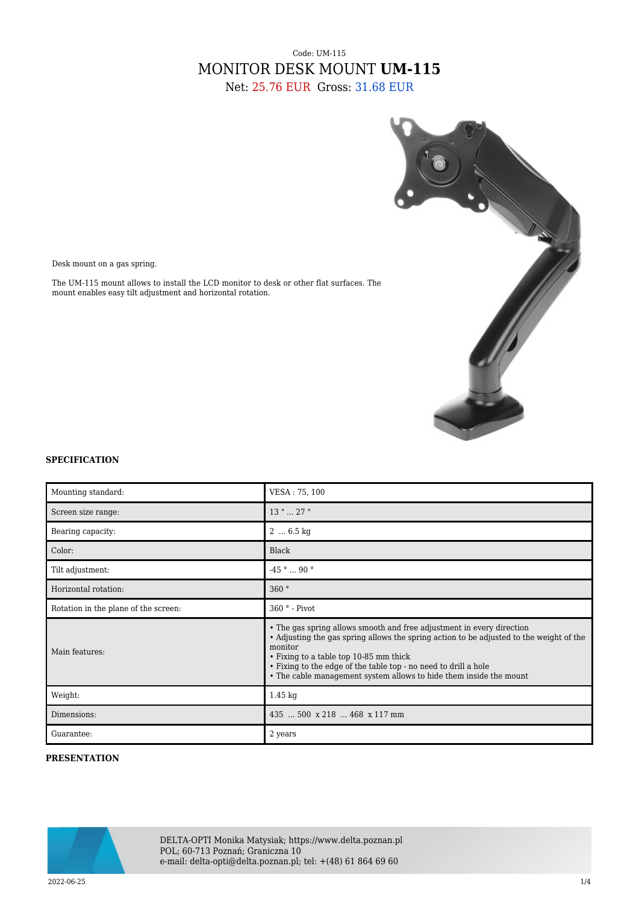Code: UM-115

# MONITOR DESK MOUNT **UM-115**

Net: 25.76 EUR Gross: 31.68 EUR

Desk mount on a gas spring.

The UM-115 mount allows to install the LCD monitor to desk or other flat surfaces. The mount enables easy tilt adjustment and horizontal rotation.

## SPECIFICATION

| | |
|---|---|
| Mounting standard: | VESA : 75, 100 |
| Screen size range: | 13 " ... 27 " |
| Bearing capacity: | 2 ... 6.5 kg |
| Color: | Black |
| Tilt adjustment: | -45 ° ... 90 ° |
| Horizontal rotation: | 360 ° |
| Rotation in the plane of the screen: | 360 ° - Pivot |
| Main features: | • The gas spring allows smooth and free adjustment in every direction<br>• Adjusting the gas spring allows the spring action to be adjusted to the weight of the monitor<br>• Fixing to a table top 10-85 mm thick<br>• Fixing to the edge of the table top - no need to drill a hole<br>• The cable management system allows to hide them inside the mount |
| Weight: | 1.45 kg |
| Dimensions: | 435 ... 500 x 218 ... 468 x 117 mm |
| Guarantee: | 2 years |

## PRESENTATION

DELTA-OPTI Monika Matysiak; https://www.delta.poznan.pl
POL; 60-713 Poznań; Graniczna 10
e-mail: delta-opti@delta.poznan.pl; tel: +(48) 61 864 69 60

2022-06-25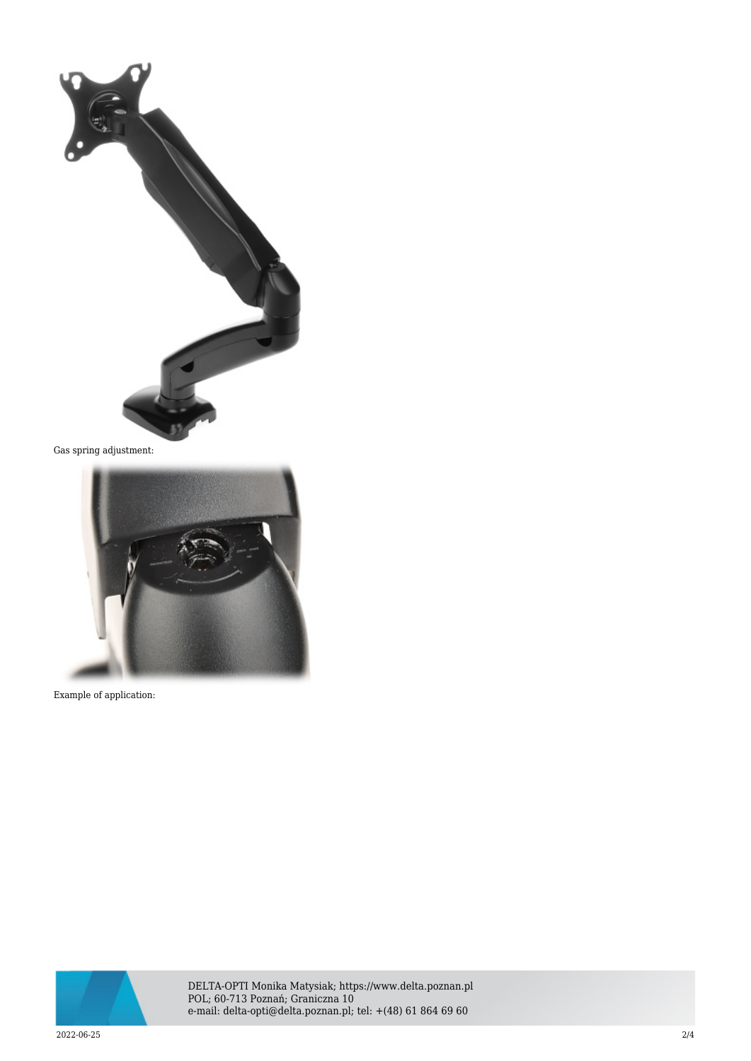Gas spring adjustment:

Example of application: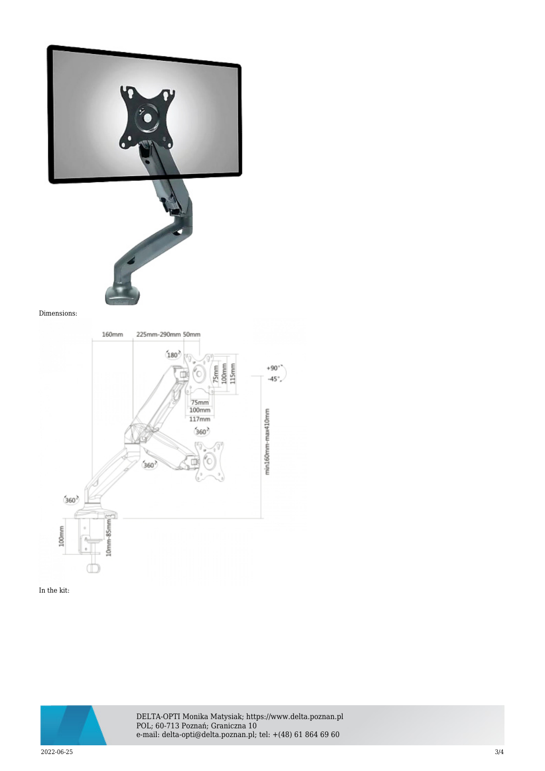Dimensions:

In the kit: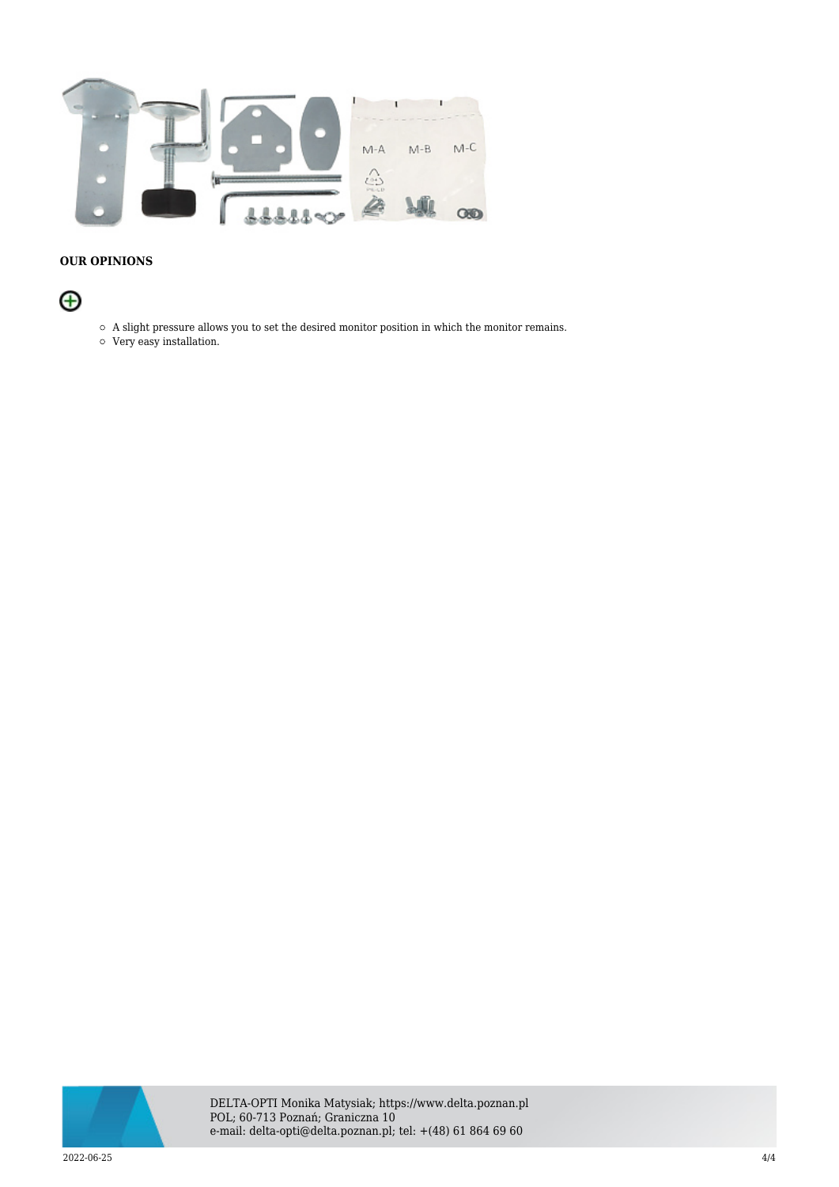**OUR OPINIONS**

⊕

- A slight pressure allows you to set the desired monitor position in which the monitor remains.
- Very easy installation.

DELTA-OPTI Monika Matysiak; https://www.delta.poznan.pl
POL; 60-713 Poznań; Graniczna 10
e-mail: delta-opti@delta.poznan.pl; tel: +(48) 61 864 69 60